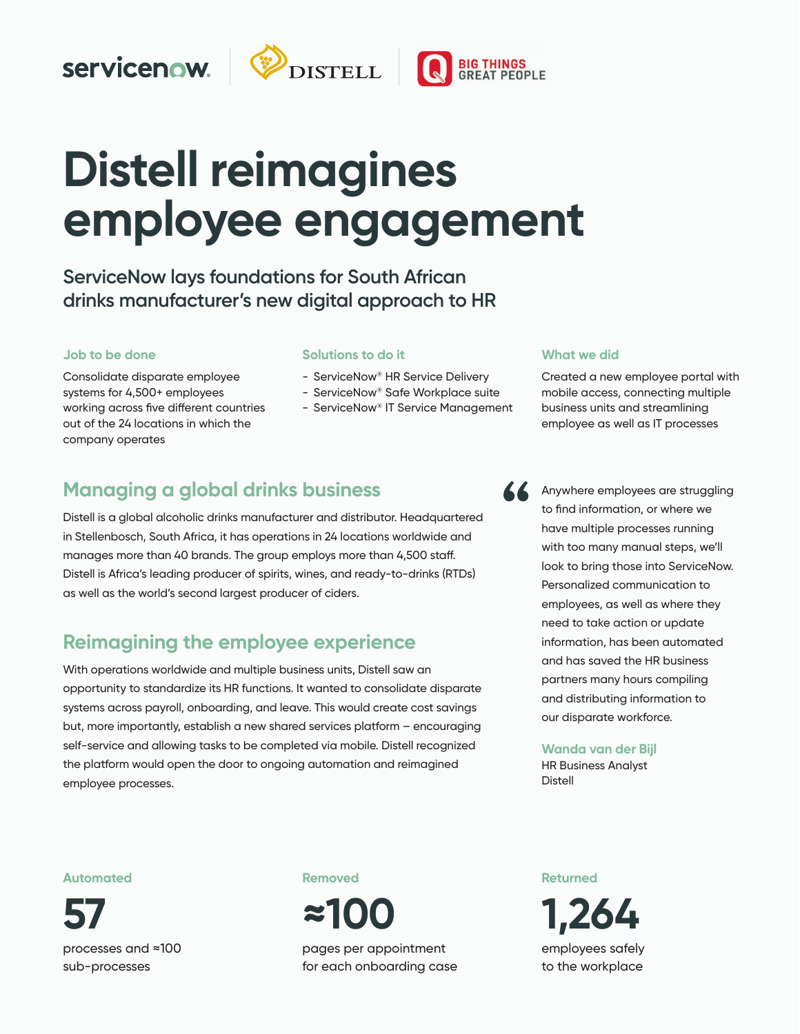# Distell reimagines employee engagement

## ServiceNow lays foundations for South African drinks manufacturer's new digital approach to HR

### Job to be done

Consolidate disparate employee systems for 4,500+ employees working across five different countries out of the 24 locations in which the company operates

### Solutions to do it

- ServiceNow® HR Service Delivery
- ServiceNow® Safe Workplace suite
- ServiceNow® IT Service Management

### What we did

Created a new employee portal with mobile access, connecting multiple business units and streamlining employee as well as IT processes

## Managing a global drinks business

Distell is a global alcoholic drinks manufacturer and distributor. Headquartered in Stellenbosch, South Africa, it has operations in 24 locations worldwide and manages more than 40 brands. The group employs more than 4,500 staff. Distell is Africa's leading producer of spirits, wines, and ready-to-drinks (RTDs) as well as the world's second largest producer of ciders.

## Reimagining the employee experience

With operations worldwide and multiple business units, Distell saw an opportunity to standardize its HR functions. It wanted to consolidate disparate systems across payroll, onboarding, and leave. This would create cost savings but, more importantly, establish a new shared services platform – encouraging self-service and allowing tasks to be completed via mobile. Distell recognized the platform would open the door to ongoing automation and reimagined employee processes.

> "Anywhere employees are struggling to find information, or where we have multiple processes running with too many manual steps, we'll look to bring those into ServiceNow. Personalized communication to employees, as well as where they need to take action or update information, has been automated and has saved the HR business partners many hours compiling and distributing information to our disparate workforce.
>
> **Wanda van der Bijl**
> HR Business Analyst
> Distell

**Automated**
**57**
processes and ≈100 sub-processes

**Removed**
**≈100**
pages per appointment for each onboarding case

**Returned**
**1,264**
employees safely to the workplace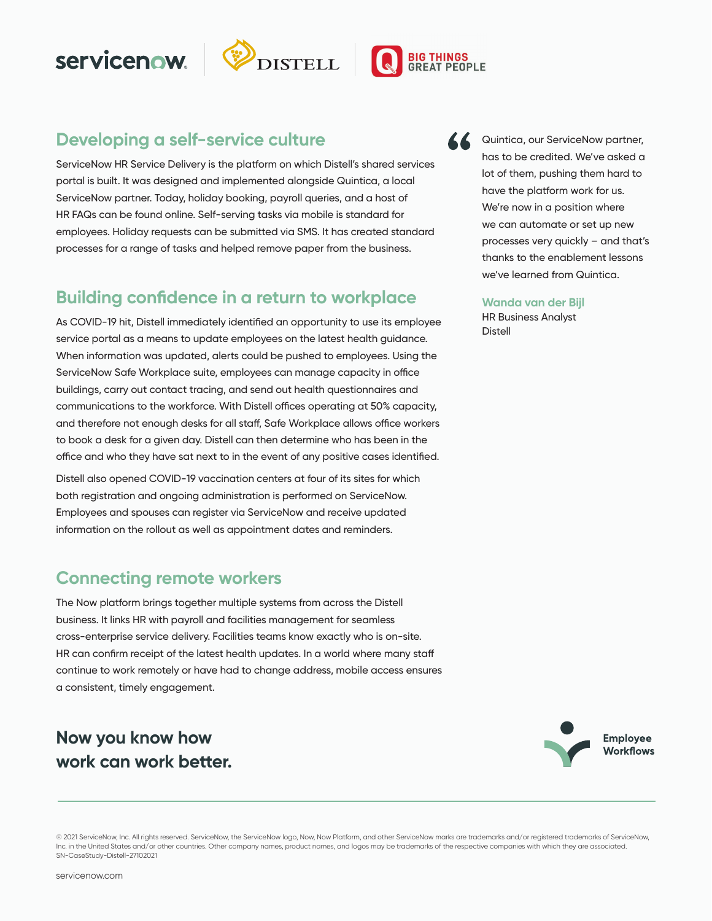## Developing a self-service culture

ServiceNow HR Service Delivery is the platform on which Distell's shared services portal is built. It was designed and implemented alongside Quintica, a local ServiceNow partner. Today, holiday booking, payroll queries, and a host of HR FAQs can be found online. Self-serving tasks via mobile is standard for employees. Holiday requests can be submitted via SMS. It has created standard processes for a range of tasks and helped remove paper from the business.

## Building confidence in a return to workplace

As COVID-19 hit, Distell immediately identified an opportunity to use its employee service portal as a means to update employees on the latest health guidance. When information was updated, alerts could be pushed to employees. Using the ServiceNow Safe Workplace suite, employees can manage capacity in office buildings, carry out contact tracing, and send out health questionnaires and communications to the workforce. With Distell offices operating at 50% capacity, and therefore not enough desks for all staff, Safe Workplace allows office workers to book a desk for a given day. Distell can then determine who has been in the office and who they have sat next to in the event of any positive cases identified.

Distell also opened COVID-19 vaccination centers at four of its sites for which both registration and ongoing administration is performed on ServiceNow. Employees and spouses can register via ServiceNow and receive updated information on the rollout as well as appointment dates and reminders.

## Connecting remote workers

The Now platform brings together multiple systems from across the Distell business. It links HR with payroll and facilities management for seamless cross-enterprise service delivery. Facilities teams know exactly who is on-site. HR can confirm receipt of the latest health updates. In a world where many staff continue to work remotely or have had to change address, mobile access ensures a consistent, timely engagement.

> "Quintica, our ServiceNow partner, has to be credited. We've asked a lot of them, pushing them hard to have the platform work for us. We're now in a position where we can automate or set up new processes very quickly – and that's thanks to the enablement lessons we've learned from Quintica.
>
> **Wanda van der Bijl**
> HR Business Analyst
> Distell

**Now you know how work can work better.**

Employee Workflows

© 2021 ServiceNow, Inc. All rights reserved. ServiceNow, the ServiceNow logo, Now, Now Platform, and other ServiceNow marks are trademarks and/or registered trademarks of ServiceNow, Inc. in the United States and/or other countries. Other company names, product names, and logos may be trademarks of the respective companies with which they are associated.
SN-CaseStudy-Distell-27102021

servicenow.com